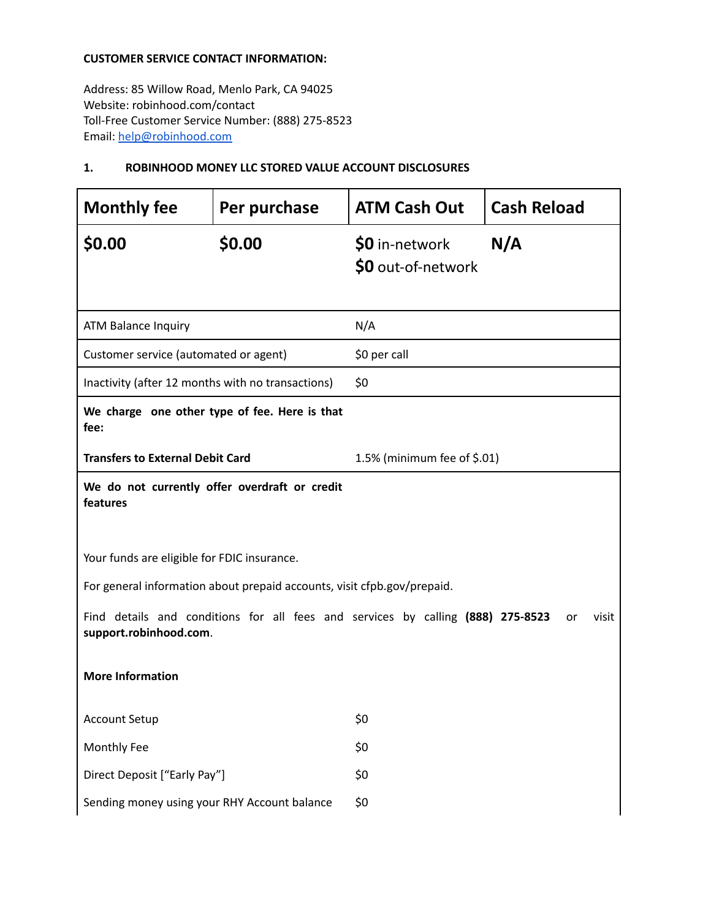**CUSTOMER SERVICE CONTACT INFORMATION:**

Address: 85 Willow Road, Menlo Park, CA 94025
Website: robinhood.com/contact
Toll-Free Customer Service Number: (888) 275-8523
Email: help@robinhood.com

**1. ROBINHOOD MONEY LLC STORED VALUE ACCOUNT DISCLOSURES**

| Monthly fee | Per purchase | ATM Cash Out | Cash Reload |
|---|---|---|---|
| **$0.00** | **$0.00** | **$0** in-network<br>**$0** out-of-network | **N/A** |

| | |
|---|---|
| ATM Balance Inquiry | N/A |
| Customer service (automated or agent) | $0 per call |
| Inactivity (after 12 months with no transactions) | $0 |
| **We charge one other type of fee. Here is that fee:** | |
| **Transfers to External Debit Card** | 1.5% (minimum fee of $.01) |

**We do not currently offer overdraft or credit features**

Your funds are eligible for FDIC insurance.

For general information about prepaid accounts, visit cfpb.gov/prepaid.

Find details and conditions for all fees and services by calling **(888) 275-8523** or visit **support.robinhood.com**.

**More Information**

| | |
|---|---|
| Account Setup | $0 |
| Monthly Fee | $0 |
| Direct Deposit ["Early Pay"] | $0 |
| Sending money using your RHY Account balance | $0 |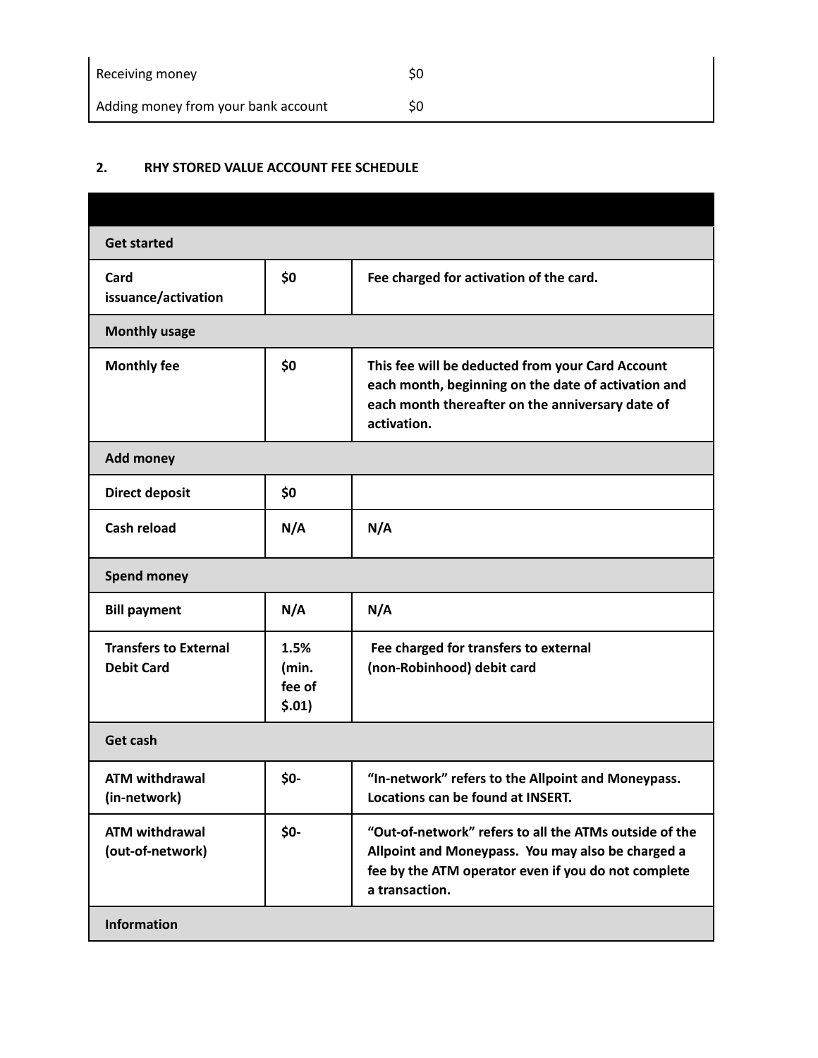| | |
|---|---|
| Receiving money | $0 |
| Adding money from your bank account | $0 |

**2. RHY STORED VALUE ACCOUNT FEE SCHEDULE**

| | | |
|---|---|---|
| **Get started** | | |
| **Card issuance/activation** | **$0** | **Fee charged for activation of the card.** |
| **Monthly usage** | | |
| **Monthly fee** | **$0** | **This fee will be deducted from your Card Account each month, beginning on the date of activation and each month thereafter on the anniversary date of activation.** |
| **Add money** | | |
| **Direct deposit** | **$0** | |
| **Cash reload** | **N/A** | **N/A** |
| **Spend money** | | |
| **Bill payment** | **N/A** | **N/A** |
| **Transfers to External Debit Card** | **1.5% (min. fee of $.01)** | **Fee charged for transfers to external (non-Robinhood) debit card** |
| **Get cash** | | |
| **ATM withdrawal (in-network)** | **$0-** | **"In-network" refers to the Allpoint and Moneypass. Locations can be found at INSERT.** |
| **ATM withdrawal (out-of-network)** | **$0-** | **"Out-of-network" refers to all the ATMs outside of the Allpoint and Moneypass. You may also be charged a fee by the ATM operator even if you do not complete a transaction.** |
| **Information** | | |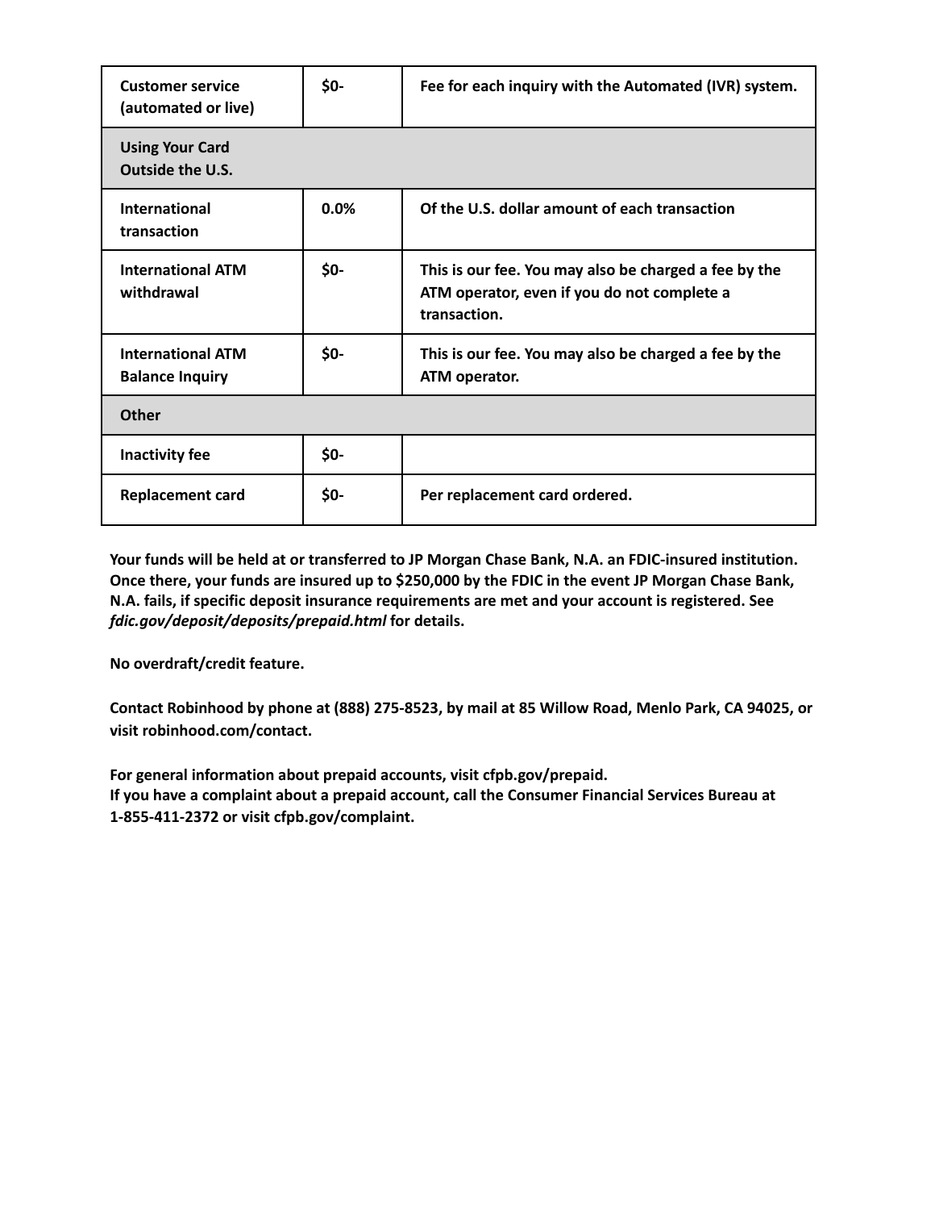| | | |
|---|---|---|
| **Customer service (automated or live)** | **$0-** | **Fee for each inquiry with the Automated (IVR) system.** |
| **Using Your Card Outside the U.S.** | | |
| **International transaction** | **0.0%** | **Of the U.S. dollar amount of each transaction** |
| **International ATM withdrawal** | **$0-** | **This is our fee. You may also be charged a fee by the ATM operator, even if you do not complete a transaction.** |
| **International ATM Balance Inquiry** | **$0-** | **This is our fee. You may also be charged a fee by the ATM operator.** |
| **Other** | | |
| **Inactivity fee** | **$0-** | |
| **Replacement card** | **$0-** | **Per replacement card ordered.** |

**Your funds will be held at or transferred to JP Morgan Chase Bank, N.A. an FDIC-insured institution. Once there, your funds are insured up to $250,000 by the FDIC in the event JP Morgan Chase Bank, N.A. fails, if specific deposit insurance requirements are met and your account is registered. See *fdic.gov/deposit/deposits/prepaid.html* for details.**

**No overdraft/credit feature.**

**Contact Robinhood by phone at (888) 275-8523, by mail at 85 Willow Road, Menlo Park, CA 94025, or visit robinhood.com/contact.**

**For general information about prepaid accounts, visit cfpb.gov/prepaid.**
**If you have a complaint about a prepaid account, call the Consumer Financial Services Bureau at 1-855-411-2372 or visit cfpb.gov/complaint.**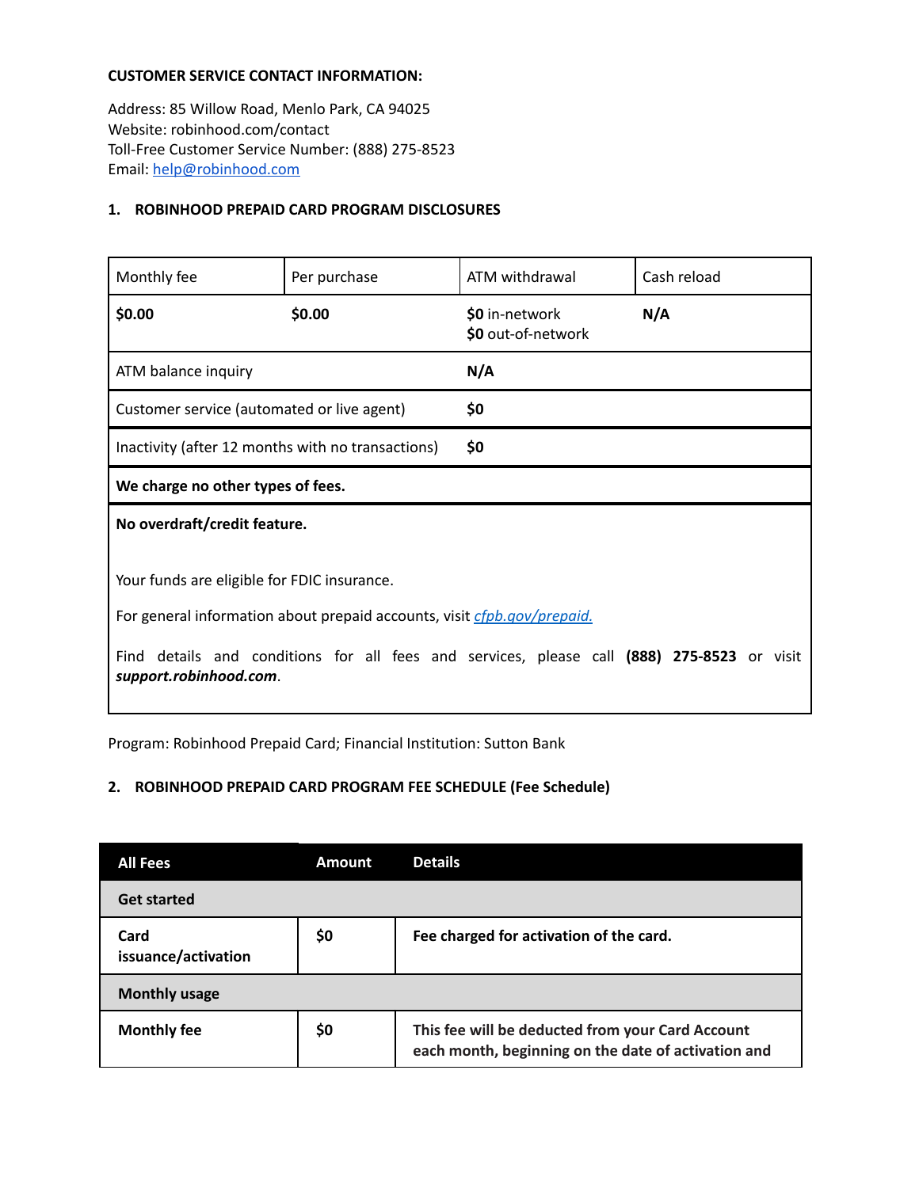**CUSTOMER SERVICE CONTACT INFORMATION:**

Address: 85 Willow Road, Menlo Park, CA 94025
Website: robinhood.com/contact
Toll-Free Customer Service Number: (888) 275-8523
Email: help@robinhood.com

## 1. ROBINHOOD PREPAID CARD PROGRAM DISCLOSURES

| Monthly fee | Per purchase | ATM withdrawal | Cash reload |
|---|---|---|---|
| **$0.00** | **$0.00** | **$0** in-network<br>**$0** out-of-network | **N/A** |
| ATM balance inquiry | | **N/A** | |
| Customer service (automated or live agent) | | **$0** | |
| Inactivity (after 12 months with no transactions) | | **$0** | |
| **We charge no other types of fees.** | | | |

**No overdraft/credit feature.**

Your funds are eligible for FDIC insurance.

For general information about prepaid accounts, visit *cfpb.gov/prepaid.*

Find details and conditions for all fees and services, please call **(888) 275-8523** or visit ***support.robinhood.com***.

Program: Robinhood Prepaid Card; Financial Institution: Sutton Bank

## 2. ROBINHOOD PREPAID CARD PROGRAM FEE SCHEDULE (Fee Schedule)

| All Fees | Amount | Details |
|---|---|---|
| **Get started** | | |
| **Card issuance/activation** | **$0** | **Fee charged for activation of the card.** |
| **Monthly usage** | | |
| **Monthly fee** | **$0** | **This fee will be deducted from your Card Account each month, beginning on the date of activation and** |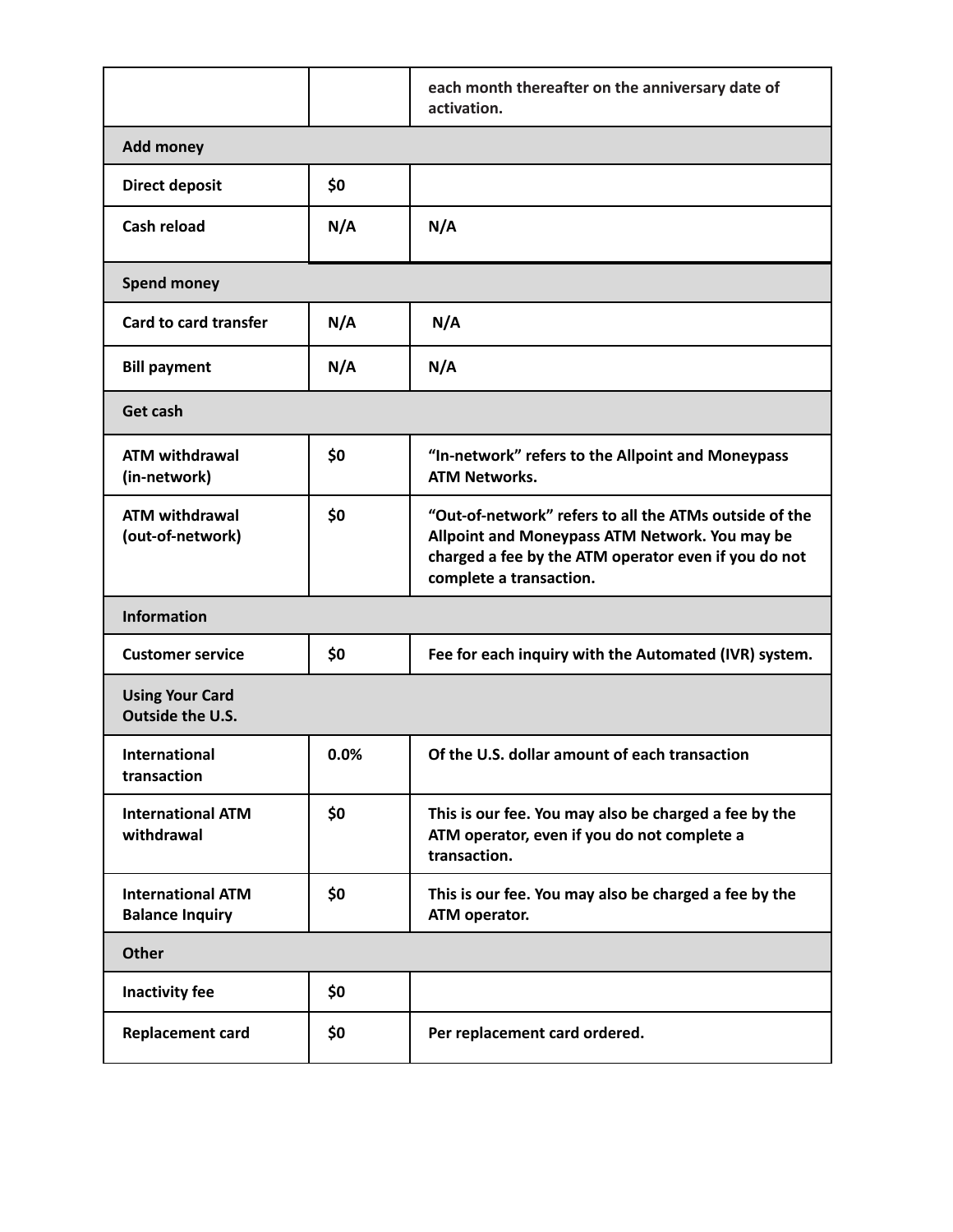| | | |
|---|---|---|
| | | **each month thereafter on the anniversary date of activation.** |
| **Add money** | | |
| **Direct deposit** | **$0** | |
| **Cash reload** | **N/A** | **N/A** |
| **Spend money** | | |
| **Card to card transfer** | **N/A** | **N/A** |
| **Bill payment** | **N/A** | **N/A** |
| **Get cash** | | |
| **ATM withdrawal (in-network)** | **$0** | **“In-network” refers to the Allpoint and Moneypass ATM Networks.** |
| **ATM withdrawal (out-of-network)** | **$0** | **“Out-of-network” refers to all the ATMs outside of the Allpoint and Moneypass ATM Network. You may be charged a fee by the ATM operator even if you do not complete a transaction.** |
| **Information** | | |
| **Customer service** | **$0** | **Fee for each inquiry with the Automated (IVR) system.** |
| **Using Your Card Outside the U.S.** | | |
| **International transaction** | **0.0%** | **Of the U.S. dollar amount of each transaction** |
| **International ATM withdrawal** | **$0** | **This is our fee. You may also be charged a fee by the ATM operator, even if you do not complete a transaction.** |
| **International ATM Balance Inquiry** | **$0** | **This is our fee. You may also be charged a fee by the ATM operator.** |
| **Other** | | |
| **Inactivity fee** | **$0** | |
| **Replacement card** | **$0** | **Per replacement card ordered.** |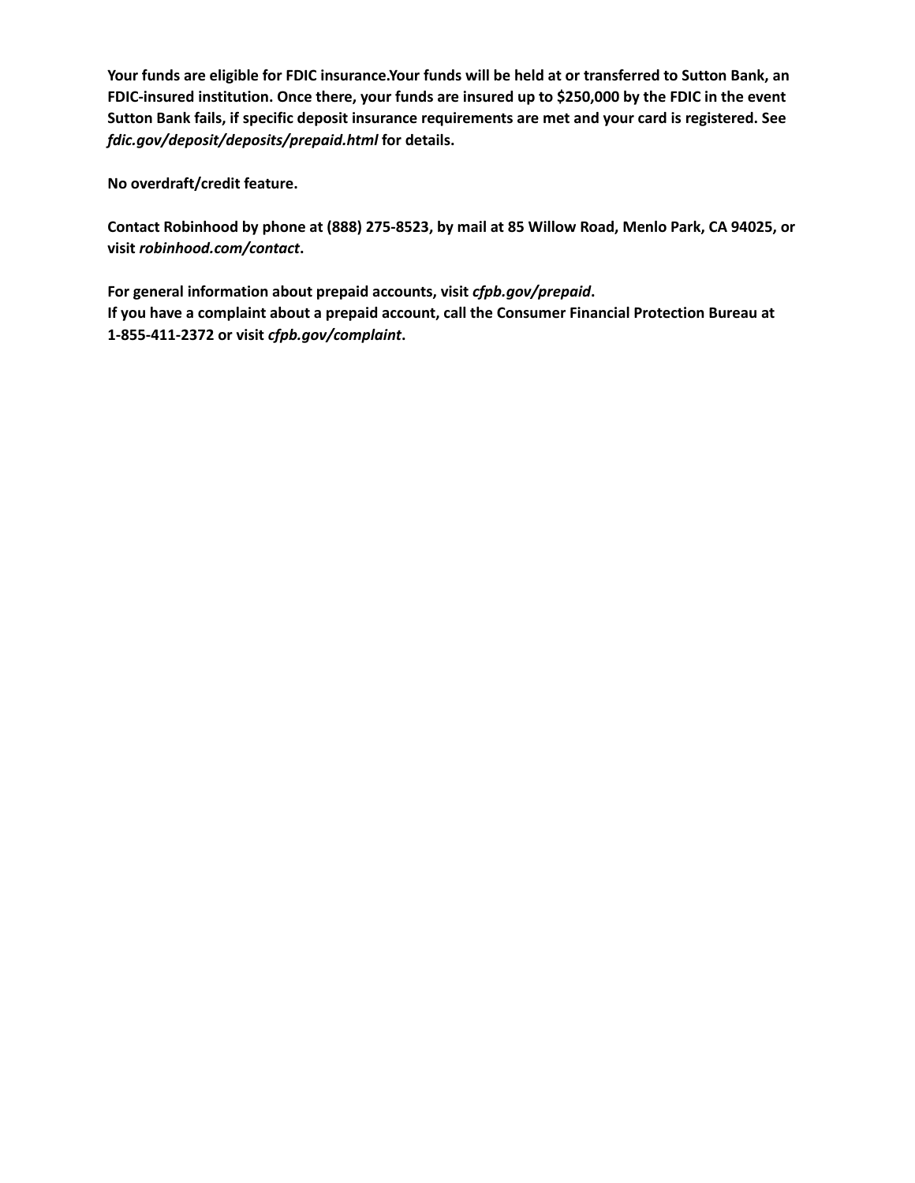**Your funds are eligible for FDIC insurance.Your funds will be held at or transferred to Sutton Bank, an FDIC-insured institution. Once there, your funds are insured up to $250,000 by the FDIC in the event Sutton Bank fails, if specific deposit insurance requirements are met and your card is registered. See *fdic.gov/deposit/deposits/prepaid.html* for details.**

**No overdraft/credit feature.**

**Contact Robinhood by phone at (888) 275-8523, by mail at 85 Willow Road, Menlo Park, CA 94025, or visit *robinhood.com/contact*.**

**For general information about prepaid accounts, visit *cfpb.gov/prepaid*.**
**If you have a complaint about a prepaid account, call the Consumer Financial Protection Bureau at 1-855-411-2372 or visit *cfpb.gov/complaint*.**